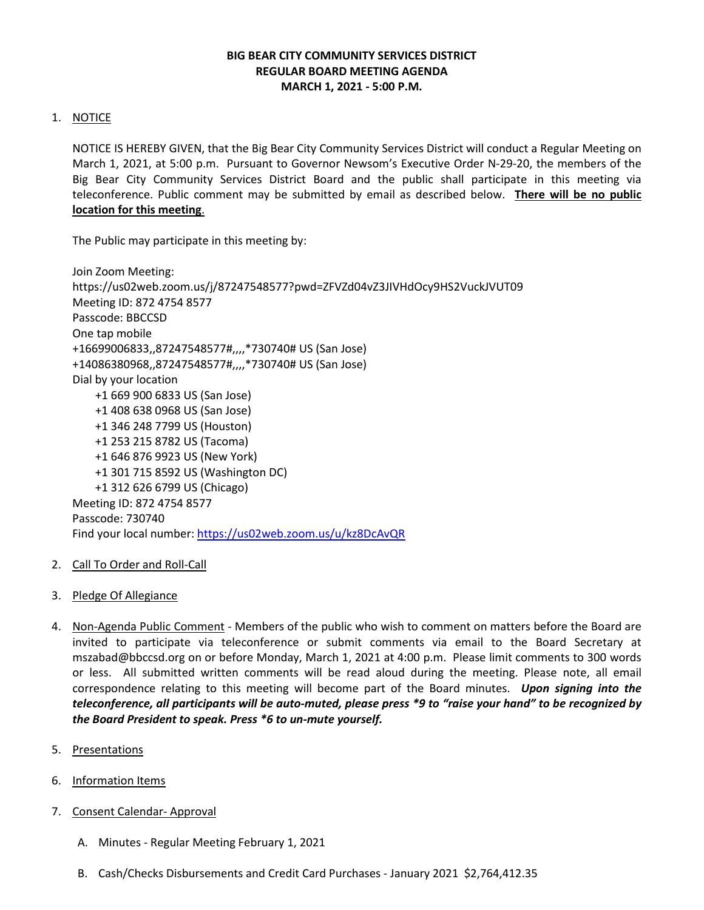**BIG BEAR CITY COMMUNITY SERVICES DISTRICT**
**REGULAR BOARD MEETING AGENDA**
**MARCH 1, 2021 - 5:00 P.M.**

1. NOTICE

   NOTICE IS HEREBY GIVEN, that the Big Bear City Community Services District will conduct a Regular Meeting on March 1, 2021, at 5:00 p.m. Pursuant to Governor Newsom's Executive Order N-29-20, the members of the Big Bear City Community Services District Board and the public shall participate in this meeting via teleconference. Public comment may be submitted by email as described below. **There will be no public location for this meeting**.

   The Public may participate in this meeting by:

   Join Zoom Meeting:
   https://us02web.zoom.us/j/87247548577?pwd=ZFVZd04vZ3JIVHdOcy9HS2VuckJVUT09
   Meeting ID: 872 4754 8577
   Passcode: BBCCSD
   One tap mobile
   +16699006833,,87247548577#,,,,*730740# US (San Jose)
   +14086380968,,87247548577#,,,,*730740# US (San Jose)
   Dial by your location
   - +1 669 900 6833 US (San Jose)
   - +1 408 638 0968 US (San Jose)
   - +1 346 248 7799 US (Houston)
   - +1 253 215 8782 US (Tacoma)
   - +1 646 876 9923 US (New York)
   - +1 301 715 8592 US (Washington DC)
   - +1 312 626 6799 US (Chicago)

   Meeting ID: 872 4754 8577
   Passcode: 730740
   Find your local number: https://us02web.zoom.us/u/kz8DcAvQR

2. Call To Order and Roll-Call

3. Pledge Of Allegiance

4. Non-Agenda Public Comment - Members of the public who wish to comment on matters before the Board are invited to participate via teleconference or submit comments via email to the Board Secretary at mszabad@bbccsd.org on or before Monday, March 1, 2021 at 4:00 p.m. Please limit comments to 300 words or less. All submitted written comments will be read aloud during the meeting. Please note, all email correspondence relating to this meeting will become part of the Board minutes. ***Upon signing into the teleconference, all participants will be auto-muted, please press *9 to "raise your hand" to be recognized by the Board President to speak. Press *6 to un-mute yourself.***

5. Presentations

6. Information Items

7. Consent Calendar- Approval

   A. Minutes - Regular Meeting February 1, 2021

   B. Cash/Checks Disbursements and Credit Card Purchases - January 2021 $2,764,412.35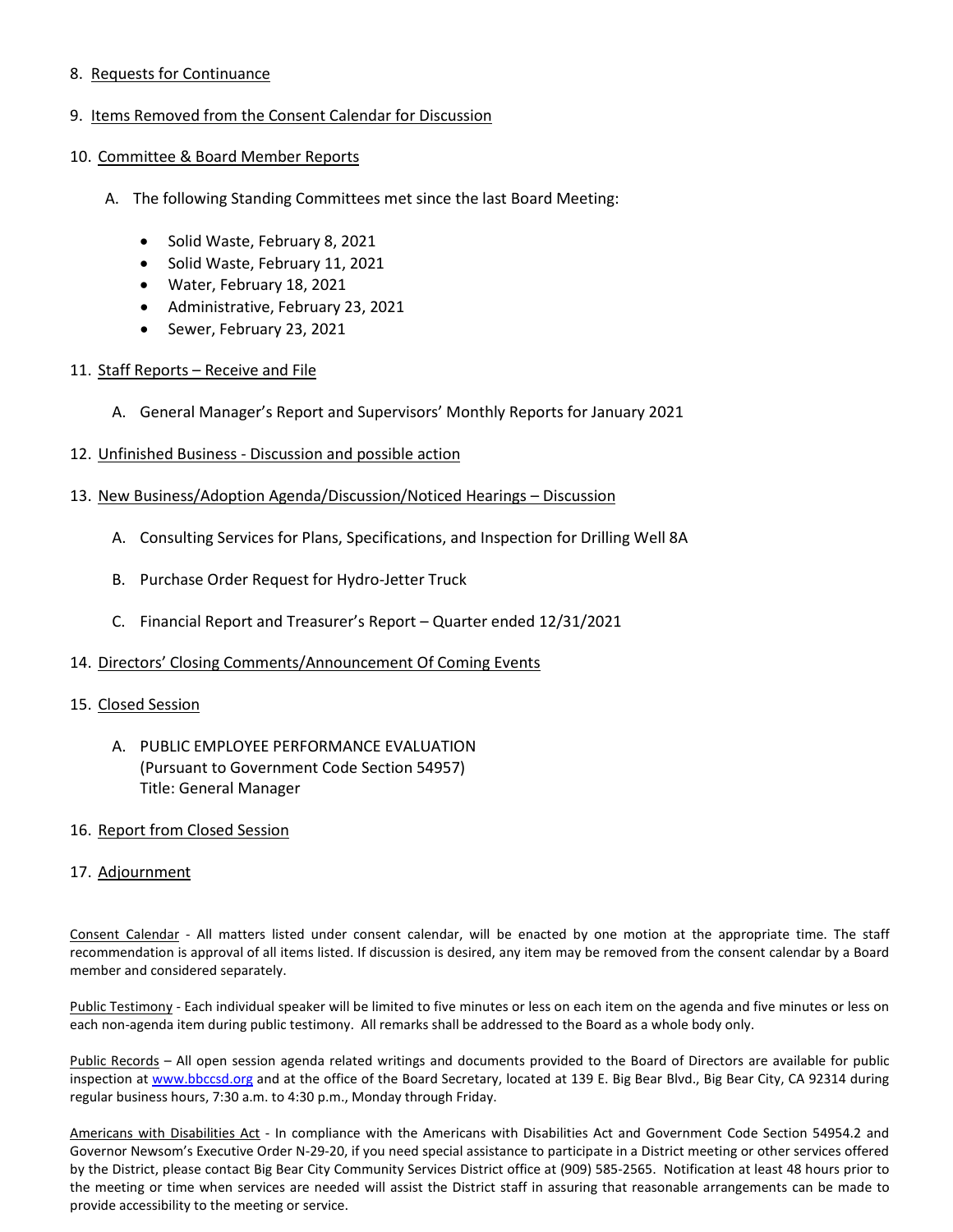8. Requests for Continuance

9. Items Removed from the Consent Calendar for Discussion

10. Committee & Board Member Reports

    A. The following Standing Committees met since the last Board Meeting:

    - Solid Waste, February 8, 2021
    - Solid Waste, February 11, 2021
    - Water, February 18, 2021
    - Administrative, February 23, 2021
    - Sewer, February 23, 2021

11. Staff Reports – Receive and File

    A. General Manager's Report and Supervisors' Monthly Reports for January 2021

12. Unfinished Business - Discussion and possible action

13. New Business/Adoption Agenda/Discussion/Noticed Hearings – Discussion

    A. Consulting Services for Plans, Specifications, and Inspection for Drilling Well 8A

    B. Purchase Order Request for Hydro-Jetter Truck

    C. Financial Report and Treasurer's Report – Quarter ended 12/31/2021

14. Directors' Closing Comments/Announcement Of Coming Events

15. Closed Session

    A. PUBLIC EMPLOYEE PERFORMANCE EVALUATION
    (Pursuant to Government Code Section 54957)
    Title: General Manager

16. Report from Closed Session

17. Adjournment

Consent Calendar - All matters listed under consent calendar, will be enacted by one motion at the appropriate time. The staff recommendation is approval of all items listed. If discussion is desired, any item may be removed from the consent calendar by a Board member and considered separately.

Public Testimony - Each individual speaker will be limited to five minutes or less on each item on the agenda and five minutes or less on each non-agenda item during public testimony. All remarks shall be addressed to the Board as a whole body only.

Public Records – All open session agenda related writings and documents provided to the Board of Directors are available for public inspection at www.bbccsd.org and at the office of the Board Secretary, located at 139 E. Big Bear Blvd., Big Bear City, CA 92314 during regular business hours, 7:30 a.m. to 4:30 p.m., Monday through Friday.

Americans with Disabilities Act - In compliance with the Americans with Disabilities Act and Government Code Section 54954.2 and Governor Newsom's Executive Order N-29-20, if you need special assistance to participate in a District meeting or other services offered by the District, please contact Big Bear City Community Services District office at (909) 585-2565. Notification at least 48 hours prior to the meeting or time when services are needed will assist the District staff in assuring that reasonable arrangements can be made to provide accessibility to the meeting or service.